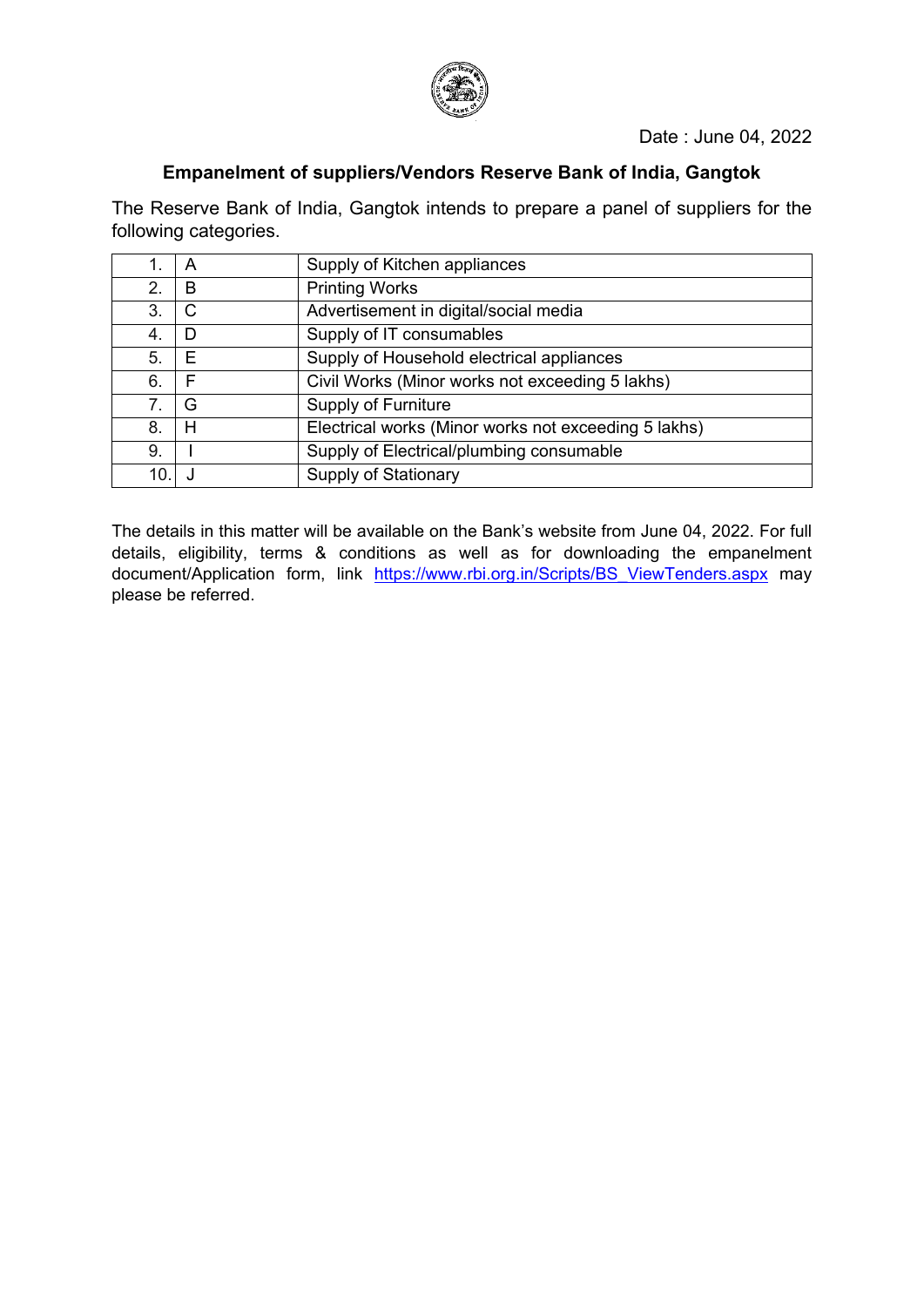Date : June 04, 2022

**Empanelment of suppliers/Vendors Reserve Bank of India, Gangtok**

The Reserve Bank of India, Gangtok intends to prepare a panel of suppliers for the following categories.

| | | |
|---|---|---|
| 1. | A | Supply of Kitchen appliances |
| 2. | B | Printing Works |
| 3. | C | Advertisement in digital/social media |
| 4. | D | Supply of IT consumables |
| 5. | E | Supply of Household electrical appliances |
| 6. | F | Civil Works (Minor works not exceeding 5 lakhs) |
| 7. | G | Supply of Furniture |
| 8. | H | Electrical works (Minor works not exceeding 5 lakhs) |
| 9. | I | Supply of Electrical/plumbing consumable |
| 10. | J | Supply of Stationary |

The details in this matter will be available on the Bank's website from June 04, 2022. For full details, eligibility, terms & conditions as well as for downloading the empanelment document/Application form, link https://www.rbi.org.in/Scripts/BS_ViewTenders.aspx may please be referred.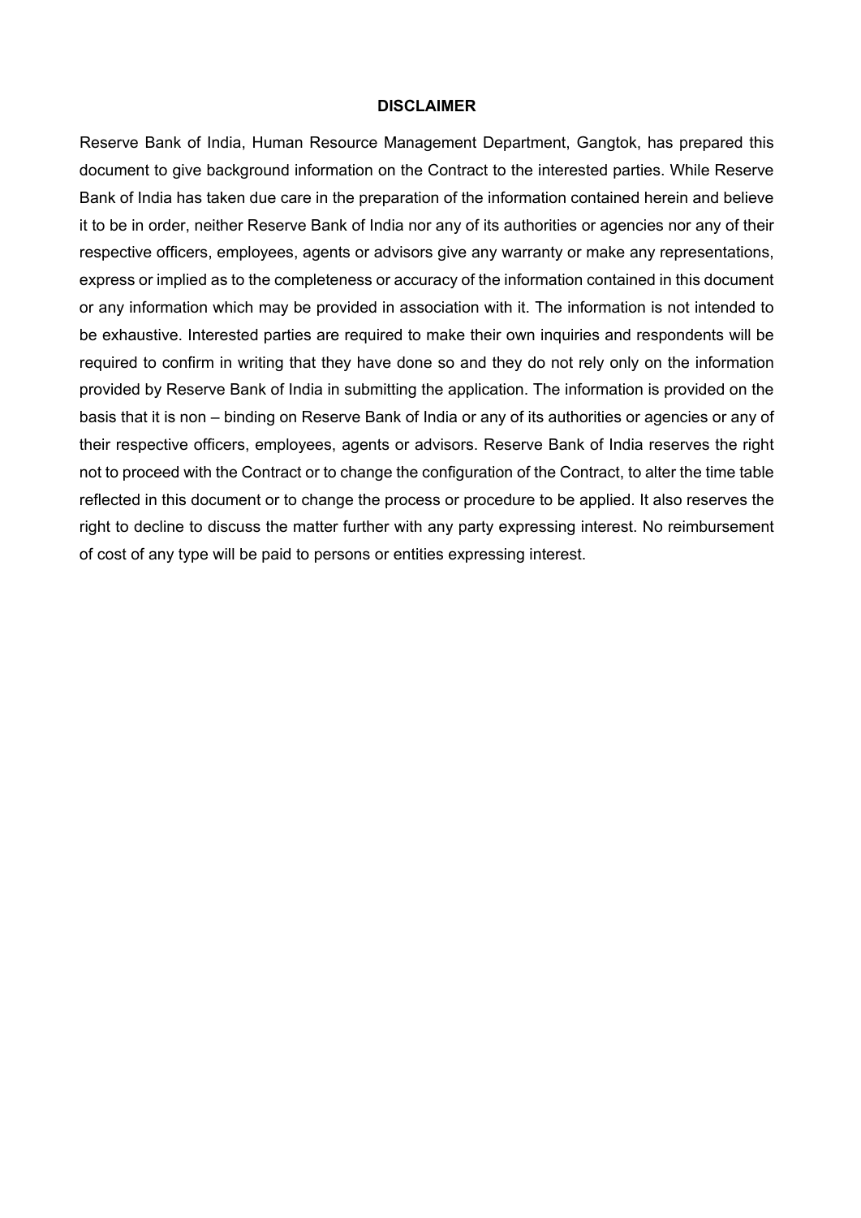## DISCLAIMER

Reserve Bank of India, Human Resource Management Department, Gangtok, has prepared this document to give background information on the Contract to the interested parties. While Reserve Bank of India has taken due care in the preparation of the information contained herein and believe it to be in order, neither Reserve Bank of India nor any of its authorities or agencies nor any of their respective officers, employees, agents or advisors give any warranty or make any representations, express or implied as to the completeness or accuracy of the information contained in this document or any information which may be provided in association with it. The information is not intended to be exhaustive. Interested parties are required to make their own inquiries and respondents will be required to confirm in writing that they have done so and they do not rely only on the information provided by Reserve Bank of India in submitting the application. The information is provided on the basis that it is non – binding on Reserve Bank of India or any of its authorities or agencies or any of their respective officers, employees, agents or advisors. Reserve Bank of India reserves the right not to proceed with the Contract or to change the configuration of the Contract, to alter the time table reflected in this document or to change the process or procedure to be applied. It also reserves the right to decline to discuss the matter further with any party expressing interest. No reimbursement of cost of any type will be paid to persons or entities expressing interest.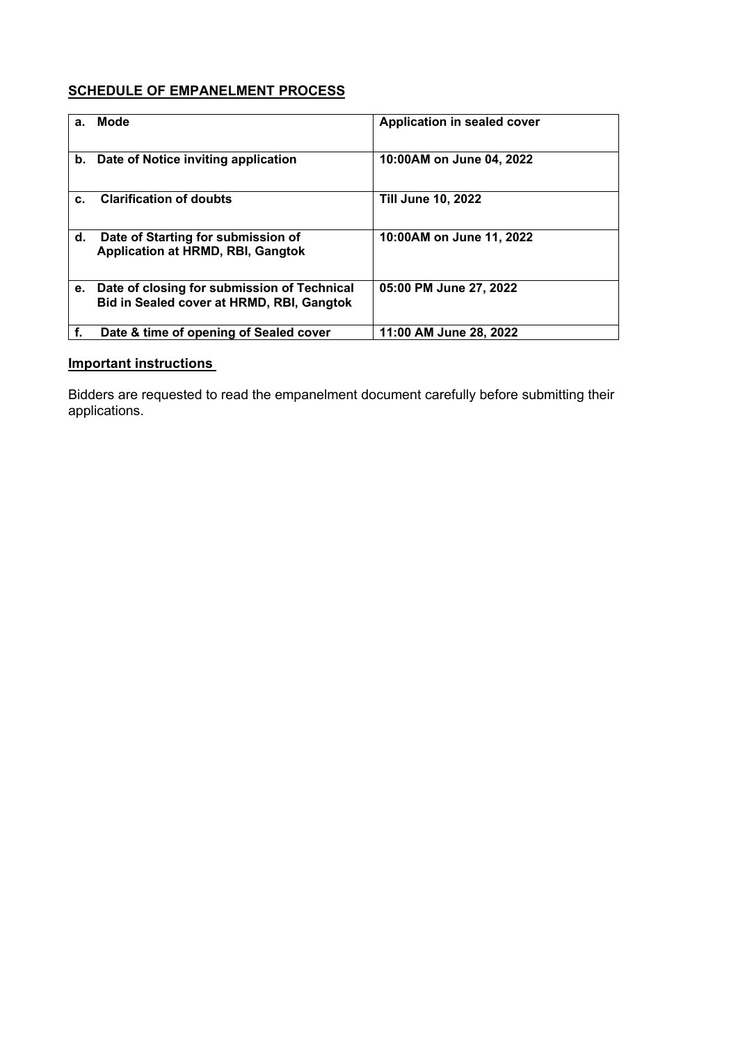## SCHEDULE OF EMPANELMENT PROCESS

| | | |
|---|---|---|
| a. | **Mode** | **Application in sealed cover** |
| b. | **Date of Notice inviting application** | **10:00AM on June 04, 2022** |
| c. | **Clarification of doubts** | **Till June 10, 2022** |
| d. | **Date of Starting for submission of Application at HRMD, RBI, Gangtok** | **10:00AM on June 11, 2022** |
| e. | **Date of closing for submission of Technical Bid in Sealed cover at HRMD, RBI, Gangtok** | **05:00 PM June 27, 2022** |
| f. | **Date & time of opening of Sealed cover** | **11:00 AM June 28, 2022** |

### Important instructions

Bidders are requested to read the empanelment document carefully before submitting their applications.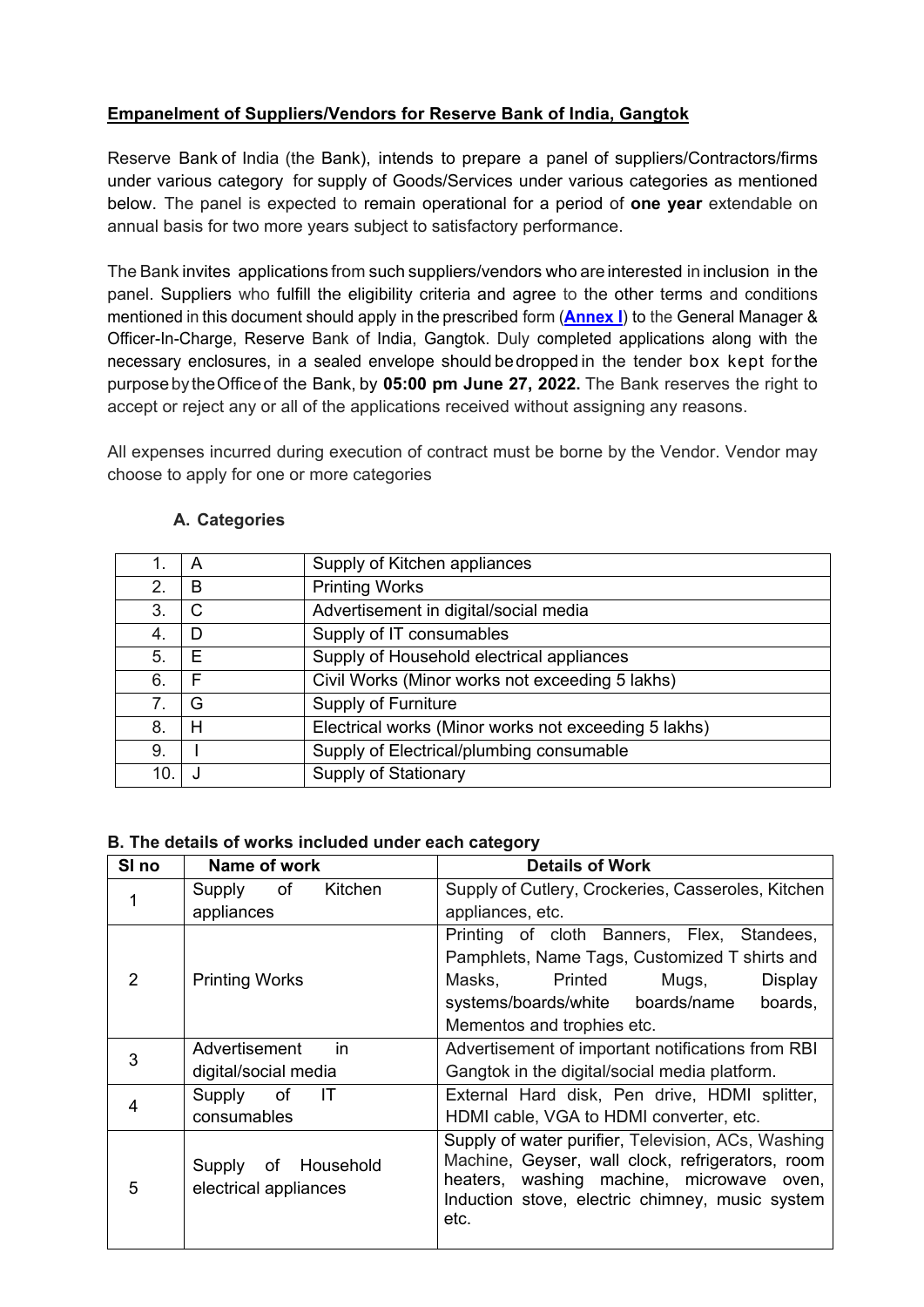## Empanelment of Suppliers/Vendors for Reserve Bank of India, Gangtok

Reserve Bank of India (the Bank), intends to prepare a panel of suppliers/Contractors/firms under various category for supply of Goods/Services under various categories as mentioned below. The panel is expected to remain operational for a period of **one year** extendable on annual basis for two more years subject to satisfactory performance.

The Bank invites applications from such suppliers/vendors who are interested in inclusion in the panel. Suppliers who fulfill the eligibility criteria and agree to the other terms and conditions mentioned in this document should apply in the prescribed form (**Annex I**) to the General Manager & Officer-In-Charge, Reserve Bank of India, Gangtok. Duly completed applications along with the necessary enclosures, in a sealed envelope should be dropped in the tender box kept for the purpose by the Office of the Bank, by **05:00 pm June 27, 2022.** The Bank reserves the right to accept or reject any or all of the applications received without assigning any reasons.

All expenses incurred during execution of contract must be borne by the Vendor. Vendor may choose to apply for one or more categories

### A. Categories

| | | |
|---|---|---|
| 1. | A | Supply of Kitchen appliances |
| 2. | B | Printing Works |
| 3. | C | Advertisement in digital/social media |
| 4. | D | Supply of IT consumables |
| 5. | E | Supply of Household electrical appliances |
| 6. | F | Civil Works (Minor works not exceeding 5 lakhs) |
| 7. | G | Supply of Furniture |
| 8. | H | Electrical works (Minor works not exceeding 5 lakhs) |
| 9. | I | Supply of Electrical/plumbing consumable |
| 10. | J | Supply of Stationary |

### B. The details of works included under each category

| Sl no | Name of work | Details of Work |
|---|---|---|
| 1 | Supply of Kitchen appliances | Supply of Cutlery, Crockeries, Casseroles, Kitchen appliances, etc. |
| 2 | Printing Works | Printing of cloth Banners, Flex, Standees, Pamphlets, Name Tags, Customized T shirts and Masks, Printed Mugs, Display systems/boards/white boards/name boards, Mementos and trophies etc. |
| 3 | Advertisement in digital/social media | Advertisement of important notifications from RBI Gangtok in the digital/social media platform. |
| 4 | Supply of IT consumables | External Hard disk, Pen drive, HDMI splitter, HDMI cable, VGA to HDMI converter, etc. |
| 5 | Supply of Household electrical appliances | Supply of water purifier, Television, ACs, Washing Machine, Geyser, wall clock, refrigerators, room heaters, washing machine, microwave oven, Induction stove, electric chimney, music system etc. |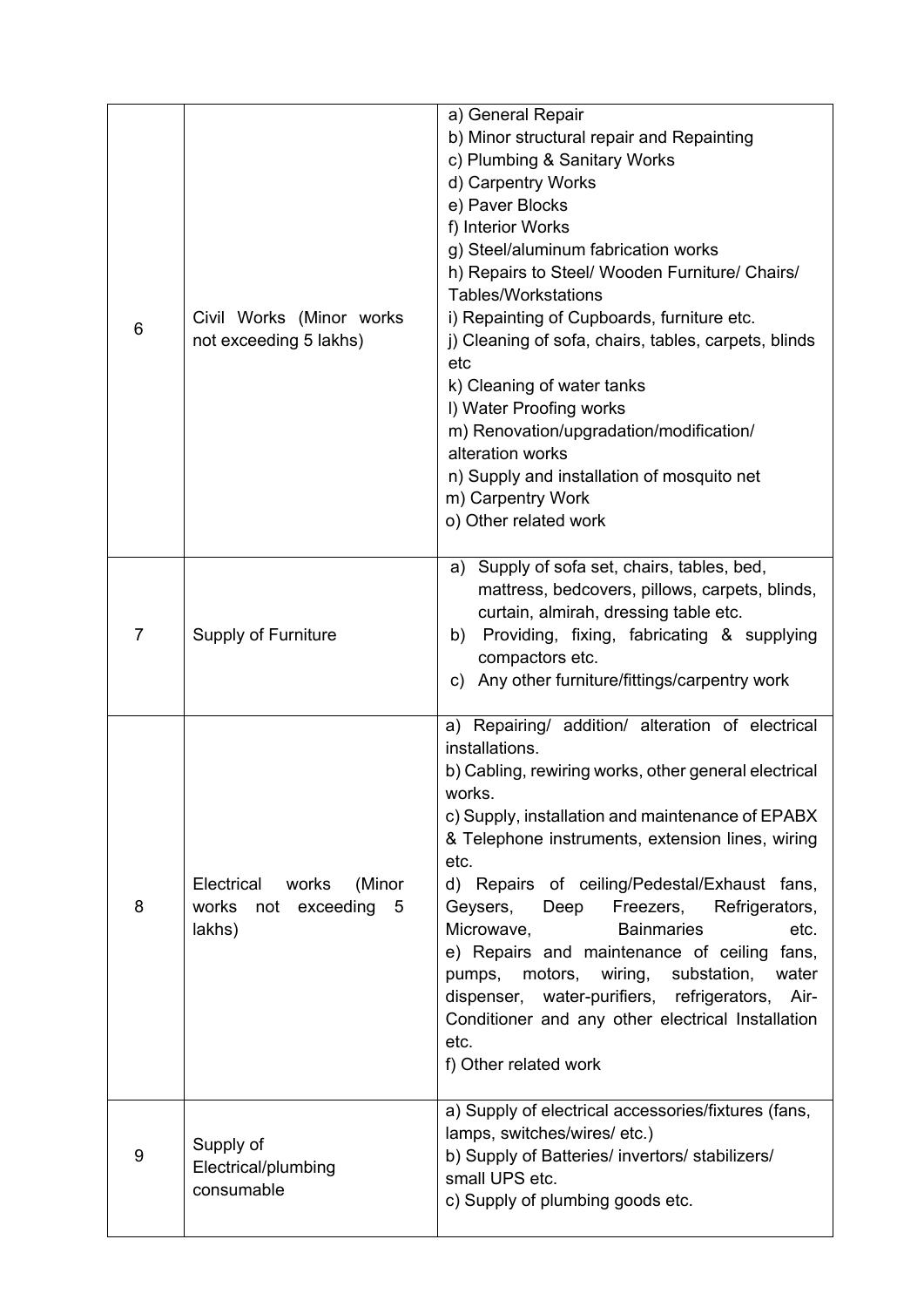| | | |
|---|---|---|
| 6 | Civil Works (Minor works not exceeding 5 lakhs) | a) General Repair<br>b) Minor structural repair and Repainting<br>c) Plumbing & Sanitary Works<br>d) Carpentry Works<br>e) Paver Blocks<br>f) Interior Works<br>g) Steel/aluminum fabrication works<br>h) Repairs to Steel/ Wooden Furniture/ Chairs/ Tables/Workstations<br>i) Repainting of Cupboards, furniture etc.<br>j) Cleaning of sofa, chairs, tables, carpets, blinds etc<br>k) Cleaning of water tanks<br>l) Water Proofing works<br>m) Renovation/upgradation/modification/ alteration works<br>n) Supply and installation of mosquito net<br>m) Carpentry Work<br>o) Other related work |
| 7 | Supply of Furniture | a) Supply of sofa set, chairs, tables, bed, mattress, bedcovers, pillows, carpets, blinds, curtain, almirah, dressing table etc.<br>b) Providing, fixing, fabricating & supplying compactors etc.<br>c) Any other furniture/fittings/carpentry work |
| 8 | Electrical works (Minor works not exceeding 5 lakhs) | a) Repairing/ addition/ alteration of electrical installations.<br>b) Cabling, rewiring works, other general electrical works.<br>c) Supply, installation and maintenance of EPABX & Telephone instruments, extension lines, wiring etc.<br>d) Repairs of ceiling/Pedestal/Exhaust fans, Geysers, Deep Freezers, Refrigerators, Microwave, Bainmaries etc.<br>e) Repairs and maintenance of ceiling fans, pumps, motors, wiring, substation, water dispenser, water-purifiers, refrigerators, Air-Conditioner and any other electrical Installation etc.<br>f) Other related work |
| 9 | Supply of Electrical/plumbing consumable | a) Supply of electrical accessories/fixtures (fans, lamps, switches/wires/ etc.)<br>b) Supply of Batteries/ invertors/ stabilizers/ small UPS etc.<br>c) Supply of plumbing goods etc. |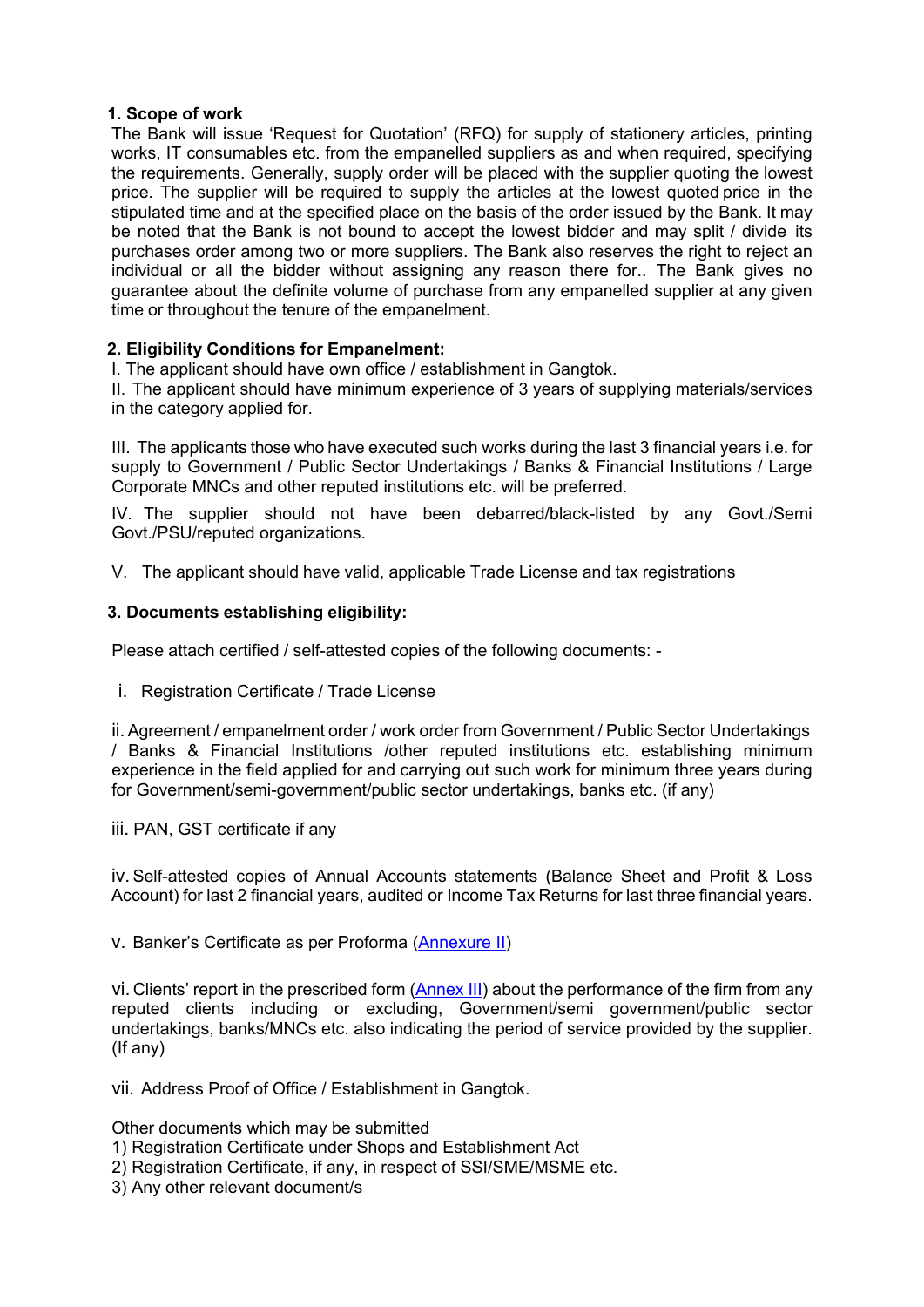## 1. Scope of work

The Bank will issue 'Request for Quotation' (RFQ) for supply of stationery articles, printing works, IT consumables etc. from the empanelled suppliers as and when required, specifying the requirements. Generally, supply order will be placed with the supplier quoting the lowest price. The supplier will be required to supply the articles at the lowest quoted price in the stipulated time and at the specified place on the basis of the order issued by the Bank. It may be noted that the Bank is not bound to accept the lowest bidder and may split / divide its purchases order among two or more suppliers. The Bank also reserves the right to reject an individual or all the bidder without assigning any reason there for.. The Bank gives no guarantee about the definite volume of purchase from any empanelled supplier at any given time or throughout the tenure of the empanelment.

## 2. Eligibility Conditions for Empanelment:

I. The applicant should have own office / establishment in Gangtok.

II. The applicant should have minimum experience of 3 years of supplying materials/services in the category applied for.

III. The applicants those who have executed such works during the last 3 financial years i.e. for supply to Government / Public Sector Undertakings / Banks & Financial Institutions / Large Corporate MNCs and other reputed institutions etc. will be preferred.

IV. The supplier should not have been debarred/black-listed by any Govt./Semi Govt./PSU/reputed organizations.

V. The applicant should have valid, applicable Trade License and tax registrations

## 3. Documents establishing eligibility:

Please attach certified / self-attested copies of the following documents: -

i. Registration Certificate / Trade License

ii. Agreement / empanelment order / work order from Government / Public Sector Undertakings / Banks & Financial Institutions /other reputed institutions etc. establishing minimum experience in the field applied for and carrying out such work for minimum three years during for Government/semi-government/public sector undertakings, banks etc. (if any)

iii. PAN, GST certificate if any

iv. Self-attested copies of Annual Accounts statements (Balance Sheet and Profit & Loss Account) for last 2 financial years, audited or Income Tax Returns for last three financial years.

v. Banker's Certificate as per Proforma (Annexure II)

vi. Clients' report in the prescribed form (Annex III) about the performance of the firm from any reputed clients including or excluding, Government/semi government/public sector undertakings, banks/MNCs etc. also indicating the period of service provided by the supplier. (If any)

vii. Address Proof of Office / Establishment in Gangtok.

Other documents which may be submitted

1) Registration Certificate under Shops and Establishment Act
2) Registration Certificate, if any, in respect of SSI/SME/MSME etc.
3) Any other relevant document/s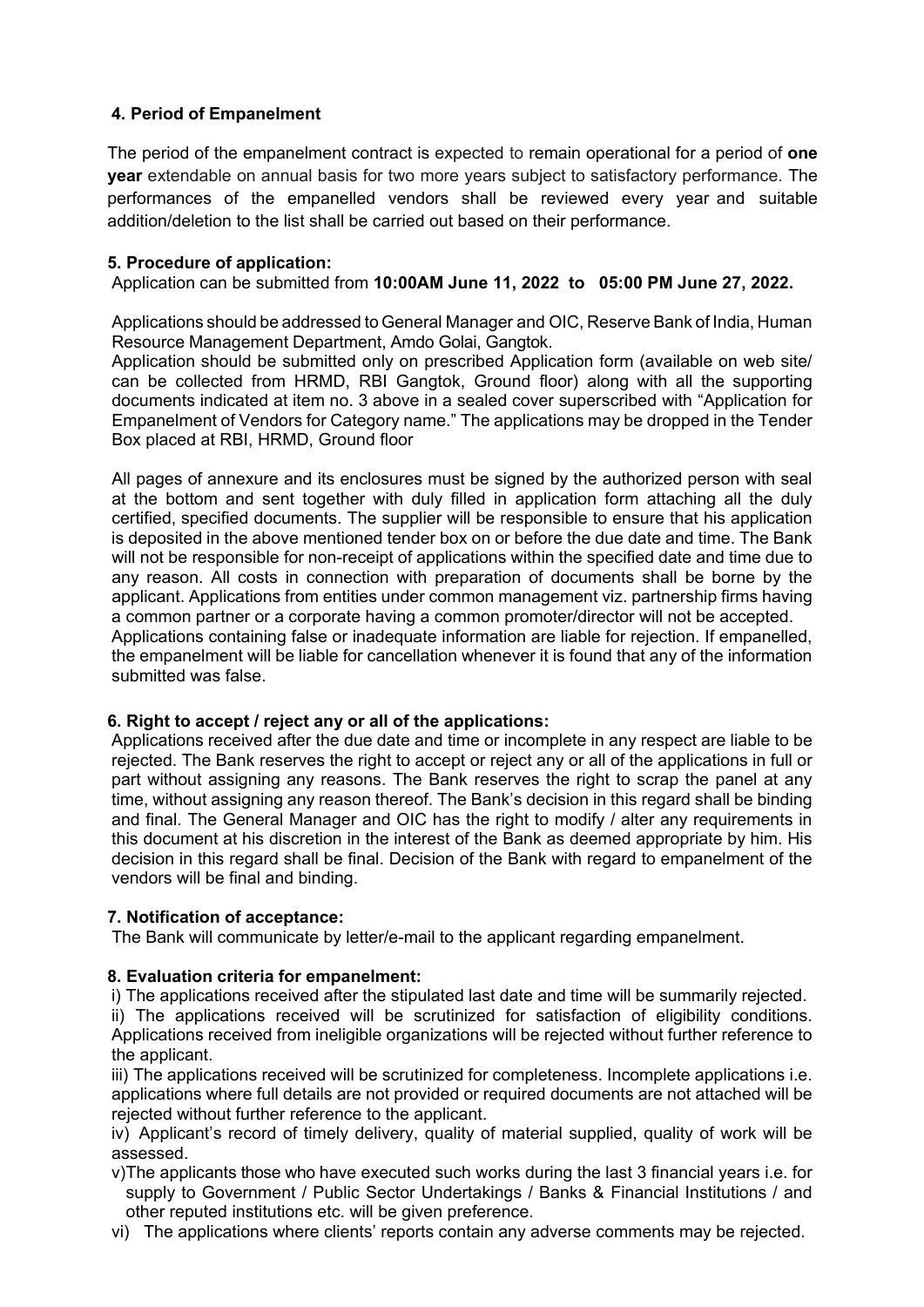**4. Period of Empanelment**

The period of the empanelment contract is expected to remain operational for a period of **one year** extendable on annual basis for two more years subject to satisfactory performance. The performances of the empanelled vendors shall be reviewed every year and suitable addition/deletion to the list shall be carried out based on their performance.

**5. Procedure of application:**

Application can be submitted from **10:00AM June 11, 2022 to 05:00 PM June 27, 2022.**

Applications should be addressed to General Manager and OIC, Reserve Bank of India, Human Resource Management Department, Amdo Golai, Gangtok.

Application should be submitted only on prescribed Application form (available on web site/ can be collected from HRMD, RBI Gangtok, Ground floor) along with all the supporting documents indicated at item no. 3 above in a sealed cover superscribed with "Application for Empanelment of Vendors for Category name." The applications may be dropped in the Tender Box placed at RBI, HRMD, Ground floor

All pages of annexure and its enclosures must be signed by the authorized person with seal at the bottom and sent together with duly filled in application form attaching all the duly certified, specified documents. The supplier will be responsible to ensure that his application is deposited in the above mentioned tender box on or before the due date and time. The Bank will not be responsible for non-receipt of applications within the specified date and time due to any reason. All costs in connection with preparation of documents shall be borne by the applicant. Applications from entities under common management viz. partnership firms having a common partner or a corporate having a common promoter/director will not be accepted.

Applications containing false or inadequate information are liable for rejection. If empanelled, the empanelment will be liable for cancellation whenever it is found that any of the information submitted was false.

**6. Right to accept / reject any or all of the applications:**

Applications received after the due date and time or incomplete in any respect are liable to be rejected. The Bank reserves the right to accept or reject any or all of the applications in full or part without assigning any reasons. The Bank reserves the right to scrap the panel at any time, without assigning any reason thereof. The Bank's decision in this regard shall be binding and final. The General Manager and OIC has the right to modify / alter any requirements in this document at his discretion in the interest of the Bank as deemed appropriate by him. His decision in this regard shall be final. Decision of the Bank with regard to empanelment of the vendors will be final and binding.

**7. Notification of acceptance:**

The Bank will communicate by letter/e-mail to the applicant regarding empanelment.

**8. Evaluation criteria for empanelment:**

i) The applications received after the stipulated last date and time will be summarily rejected.

ii) The applications received will be scrutinized for satisfaction of eligibility conditions. Applications received from ineligible organizations will be rejected without further reference to the applicant.

iii) The applications received will be scrutinized for completeness. Incomplete applications i.e. applications where full details are not provided or required documents are not attached will be rejected without further reference to the applicant.

iv) Applicant's record of timely delivery, quality of material supplied, quality of work will be assessed.

v) The applicants those who have executed such works during the last 3 financial years i.e. for supply to Government / Public Sector Undertakings / Banks & Financial Institutions / and other reputed institutions etc. will be given preference.

vi) The applications where clients' reports contain any adverse comments may be rejected.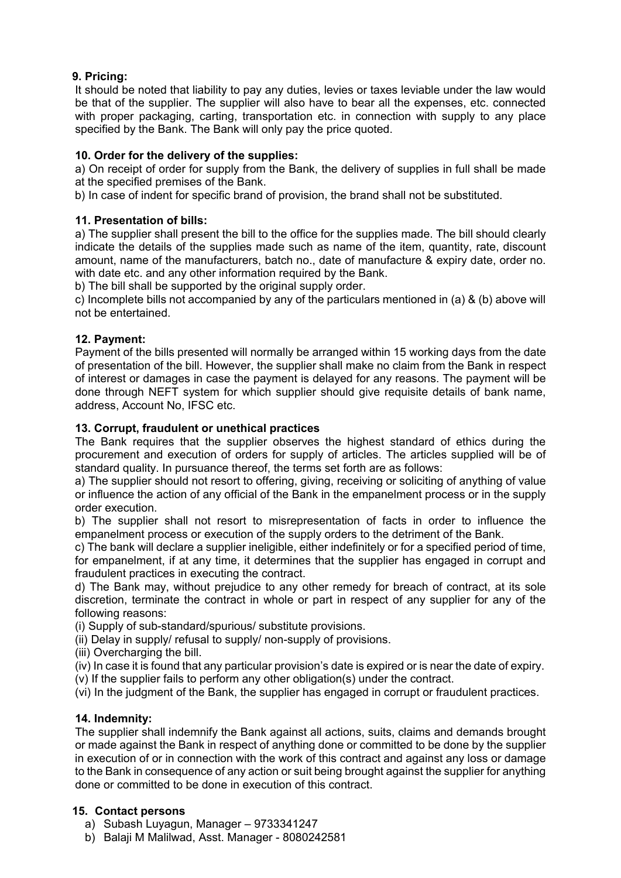### 9. Pricing:

It should be noted that liability to pay any duties, levies or taxes leviable under the law would be that of the supplier. The supplier will also have to bear all the expenses, etc. connected with proper packaging, carting, transportation etc. in connection with supply to any place specified by the Bank. The Bank will only pay the price quoted.

### 10. Order for the delivery of the supplies:

a) On receipt of order for supply from the Bank, the delivery of supplies in full shall be made at the specified premises of the Bank.

b) In case of indent for specific brand of provision, the brand shall not be substituted.

### 11. Presentation of bills:

a) The supplier shall present the bill to the office for the supplies made. The bill should clearly indicate the details of the supplies made such as name of the item, quantity, rate, discount amount, name of the manufacturers, batch no., date of manufacture & expiry date, order no. with date etc. and any other information required by the Bank.

b) The bill shall be supported by the original supply order.

c) Incomplete bills not accompanied by any of the particulars mentioned in (a) & (b) above will not be entertained.

### 12. Payment:

Payment of the bills presented will normally be arranged within 15 working days from the date of presentation of the bill. However, the supplier shall make no claim from the Bank in respect of interest or damages in case the payment is delayed for any reasons. The payment will be done through NEFT system for which supplier should give requisite details of bank name, address, Account No, IFSC etc.

### 13. Corrupt, fraudulent or unethical practices

The Bank requires that the supplier observes the highest standard of ethics during the procurement and execution of orders for supply of articles. The articles supplied will be of standard quality. In pursuance thereof, the terms set forth are as follows:

a) The supplier should not resort to offering, giving, receiving or soliciting of anything of value or influence the action of any official of the Bank in the empanelment process or in the supply order execution.

b) The supplier shall not resort to misrepresentation of facts in order to influence the empanelment process or execution of the supply orders to the detriment of the Bank.

c) The bank will declare a supplier ineligible, either indefinitely or for a specified period of time, for empanelment, if at any time, it determines that the supplier has engaged in corrupt and fraudulent practices in executing the contract.

d) The Bank may, without prejudice to any other remedy for breach of contract, at its sole discretion, terminate the contract in whole or part in respect of any supplier for any of the following reasons:

(i) Supply of sub-standard/spurious/ substitute provisions.

(ii) Delay in supply/ refusal to supply/ non-supply of provisions.

(iii) Overcharging the bill.

(iv) In case it is found that any particular provision's date is expired or is near the date of expiry.

(v) If the supplier fails to perform any other obligation(s) under the contract.

(vi) In the judgment of the Bank, the supplier has engaged in corrupt or fraudulent practices.

### 14. Indemnity:

The supplier shall indemnify the Bank against all actions, suits, claims and demands brought or made against the Bank in respect of anything done or committed to be done by the supplier in execution of or in connection with the work of this contract and against any loss or damage to the Bank in consequence of any action or suit being brought against the supplier for anything done or committed to be done in execution of this contract.

### 15. Contact persons

a) Subash Luyagun, Manager – 9733341247
b) Balaji M Malilwad, Asst. Manager - 8080242581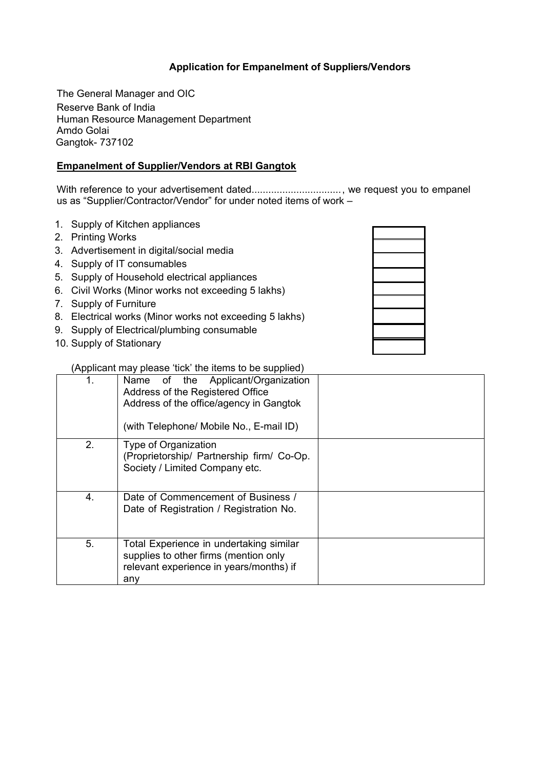**Application for Empanelment of Suppliers/Vendors**

The General Manager and OIC
Reserve Bank of India
Human Resource Management Department
Amdo Golai
Gangtok- 737102

**Empanelment of Supplier/Vendors at RBI Gangtok**

With reference to your advertisement dated................................, we request you to empanel us as “Supplier/Contractor/Vendor” for under noted items of work –

1. Supply of Kitchen appliances
2. Printing Works
3. Advertisement in digital/social media
4. Supply of IT consumables
5. Supply of Household electrical appliances
6. Civil Works (Minor works not exceeding 5 lakhs)
7. Supply of Furniture
8. Electrical works (Minor works not exceeding 5 lakhs)
9. Supply of Electrical/plumbing consumable
10. Supply of Stationary

(Applicant may please ‘tick’ the items to be supplied)

| | | |
|---|---|---|
| 1. | Name of the Applicant/Organization<br>Address of the Registered Office<br>Address of the office/agency in Gangtok<br><br>(with Telephone/ Mobile No., E-mail ID) | |
| 2. | Type of Organization<br>(Proprietorship/ Partnership firm/ Co-Op. Society / Limited Company etc. | |
| 4. | Date of Commencement of Business /<br>Date of Registration / Registration No. | |
| 5. | Total Experience in undertaking similar supplies to other firms (mention only relevant experience in years/months) if any | |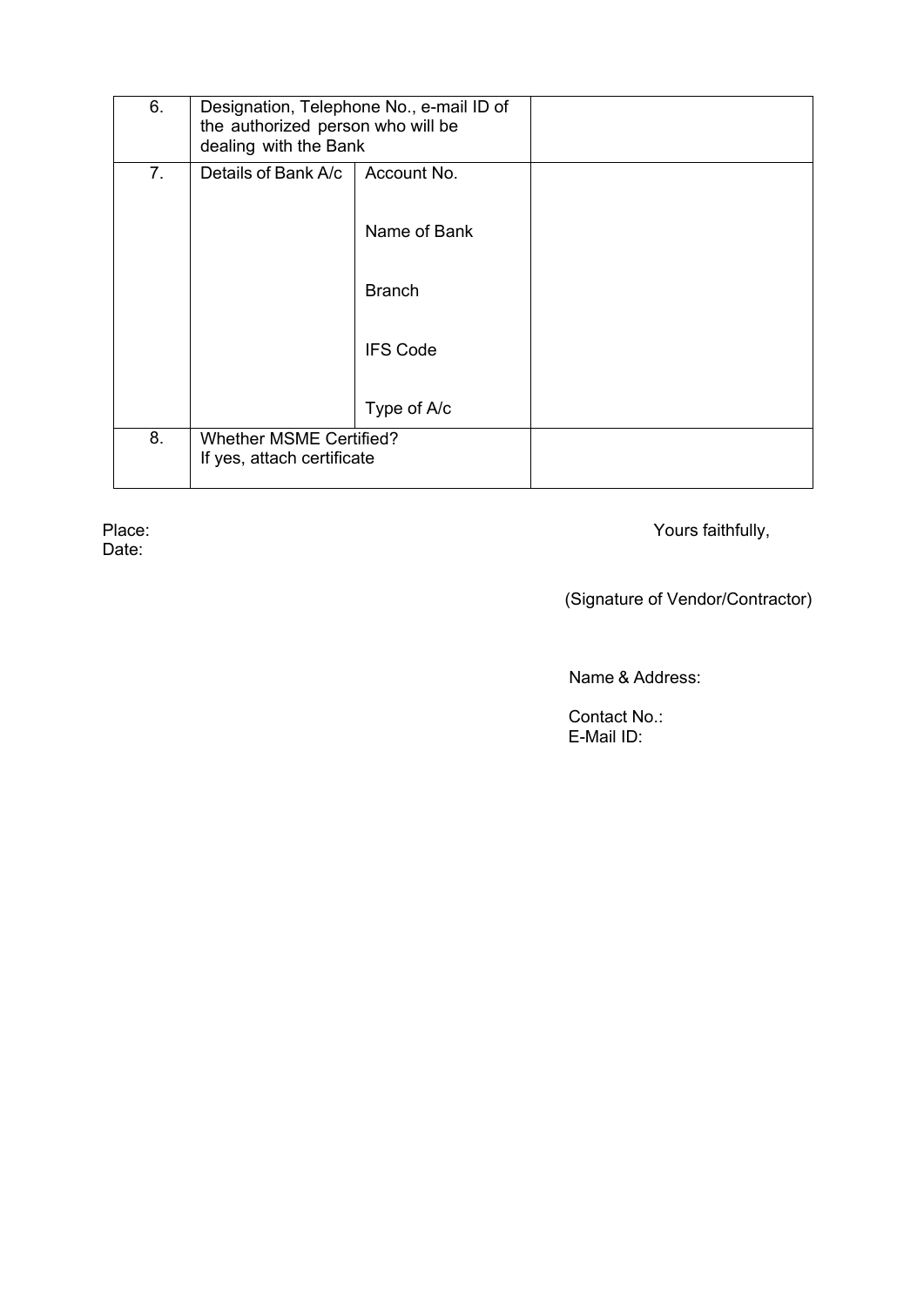| 6. | Designation, Telephone No., e-mail ID of the authorized person who will be dealing with the Bank | | |
|---|---|---|---|
| 7. | Details of Bank A/c | Account No. | |
| | | Name of Bank | |
| | | Branch | |
| | | IFS Code | |
| | | Type of A/c | |
| 8. | Whether MSME Certified?<br>If yes, attach certificate | | |

Place:
Date:

Yours faithfully,

(Signature of Vendor/Contractor)

Name & Address:

Contact No.:
E-Mail ID: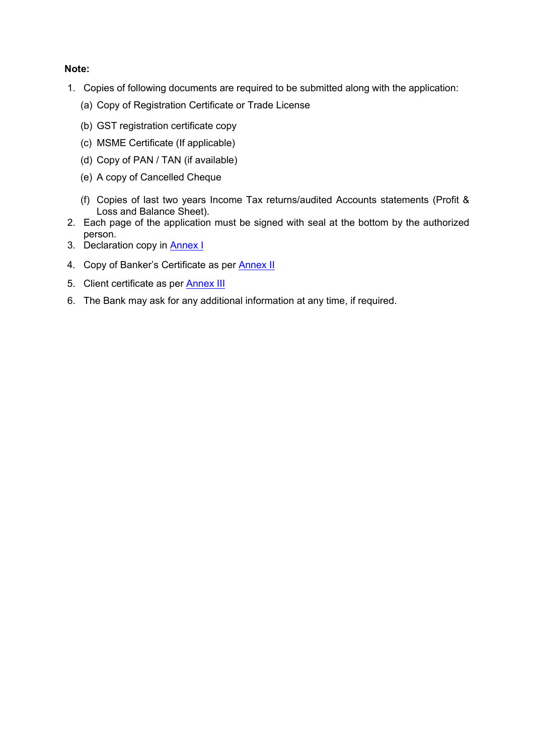**Note:**

1. Copies of following documents are required to be submitted along with the application:
   - (a) Copy of Registration Certificate or Trade License
   - (b) GST registration certificate copy
   - (c) MSME Certificate (If applicable)
   - (d) Copy of PAN / TAN (if available)
   - (e) A copy of Cancelled Cheque
   - (f) Copies of last two years Income Tax returns/audited Accounts statements (Profit & Loss and Balance Sheet).
2. Each page of the application must be signed with seal at the bottom by the authorized person.
3. Declaration copy in Annex I
4. Copy of Banker's Certificate as per Annex II
5. Client certificate as per Annex III
6. The Bank may ask for any additional information at any time, if required.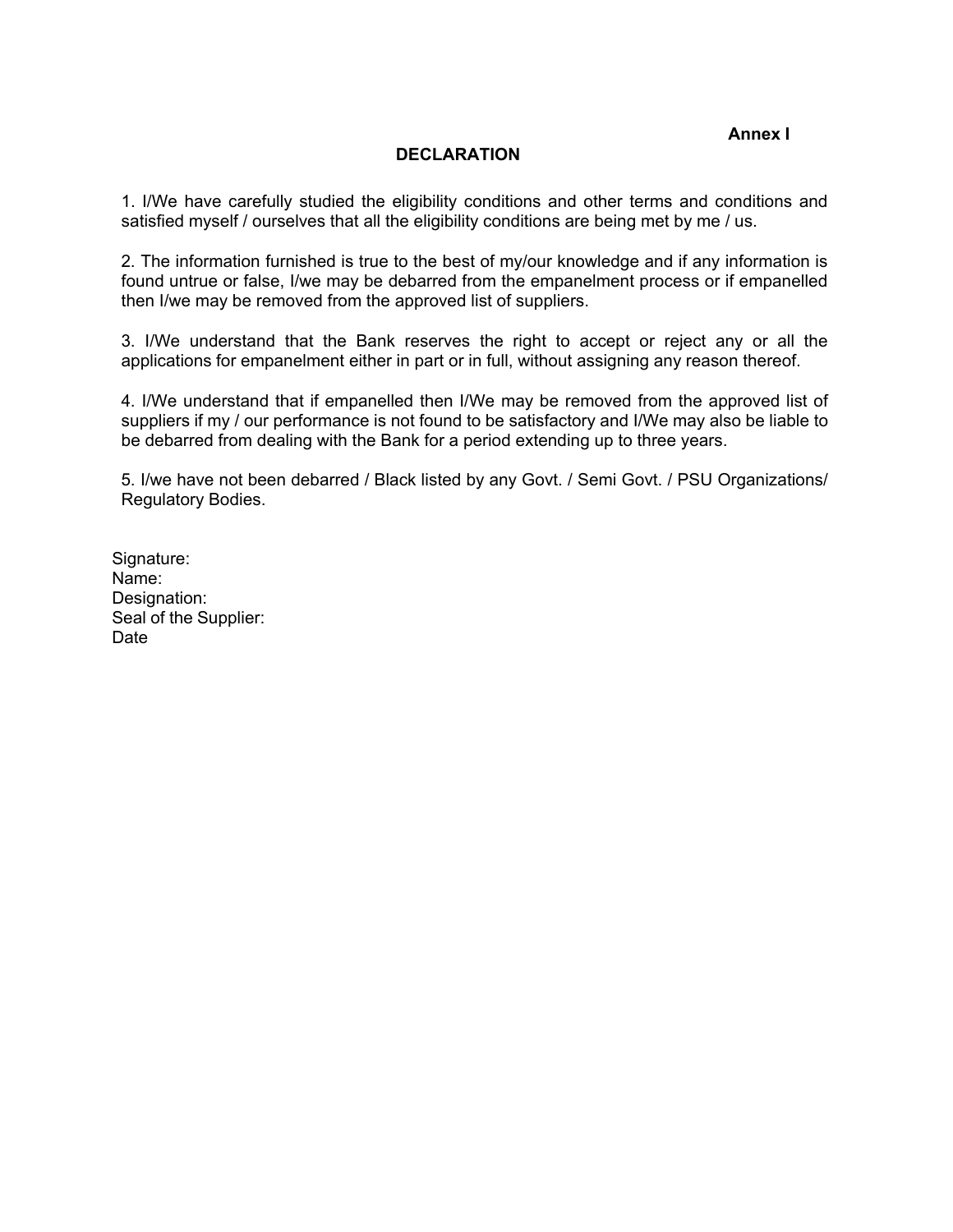**Annex I**

## DECLARATION

1. I/We have carefully studied the eligibility conditions and other terms and conditions and satisfied myself / ourselves that all the eligibility conditions are being met by me / us.

2. The information furnished is true to the best of my/our knowledge and if any information is found untrue or false, I/we may be debarred from the empanelment process or if empanelled then I/we may be removed from the approved list of suppliers.

3. I/We understand that the Bank reserves the right to accept or reject any or all the applications for empanelment either in part or in full, without assigning any reason thereof.

4. I/We understand that if empanelled then I/We may be removed from the approved list of suppliers if my / our performance is not found to be satisfactory and I/We may also be liable to be debarred from dealing with the Bank for a period extending up to three years.

5. I/we have not been debarred / Black listed by any Govt. / Semi Govt. / PSU Organizations/ Regulatory Bodies.

Signature:
Name:
Designation:
Seal of the Supplier:
Date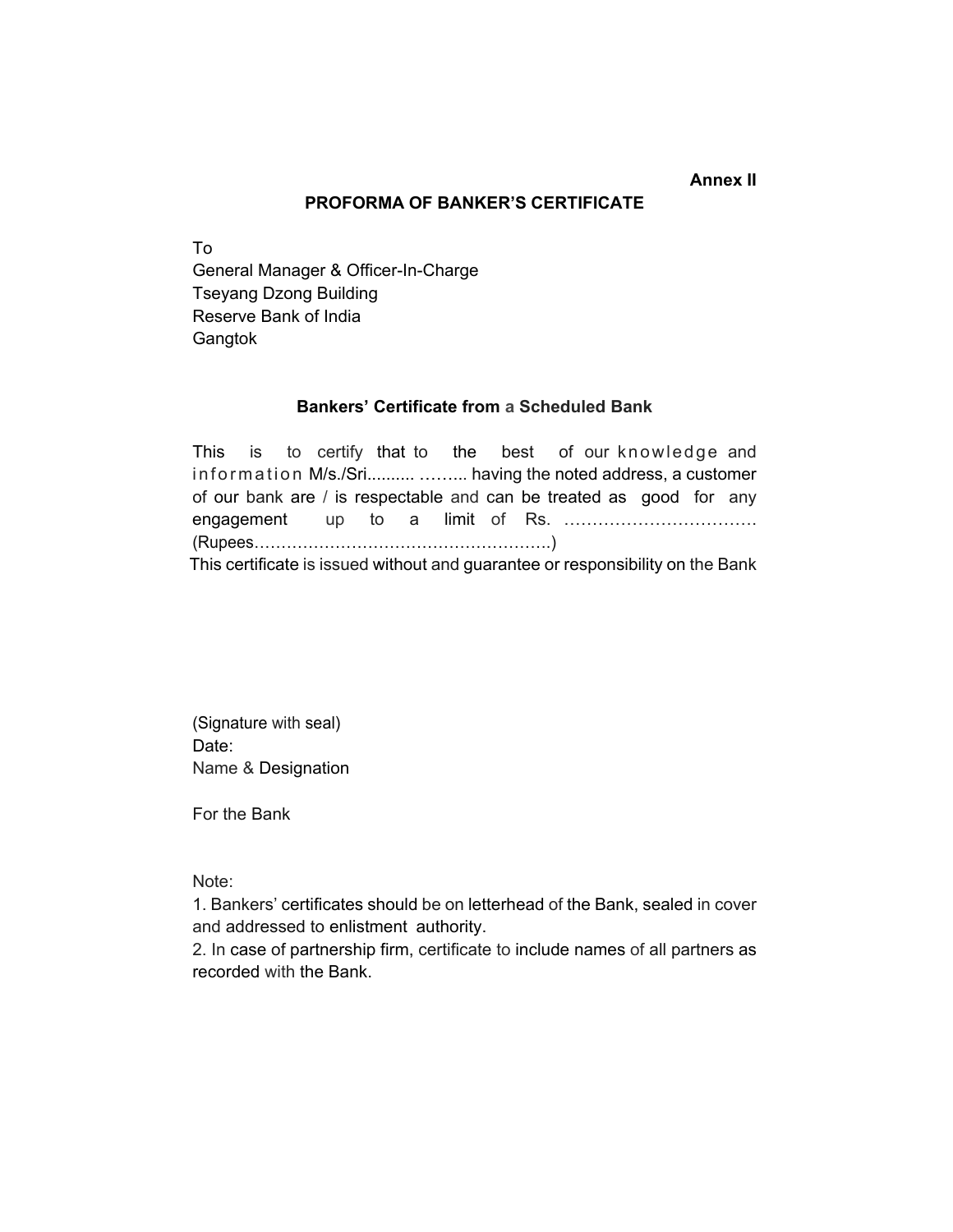**Annex II**

## PROFORMA OF BANKER'S CERTIFICATE

To
General Manager & Officer-In-Charge
Tseyang Dzong Building
Reserve Bank of India
Gangtok

### Bankers' Certificate from a Scheduled Bank

This is to certify that to the best of our knowledge and information M/s./Sri.......... …….. having the noted address, a customer of our bank are / is respectable and can be treated as good for any engagement up to a limit of Rs. ……………………………. (Rupees……………………………………………..)

This certificate is issued without and guarantee or responsibility on the Bank

(Signature with seal)
Date:
Name & Designation

For the Bank

Note:

1. Bankers' certificates should be on letterhead of the Bank, sealed in cover and addressed to enlistment authority.
2. In case of partnership firm, certificate to include names of all partners as recorded with the Bank.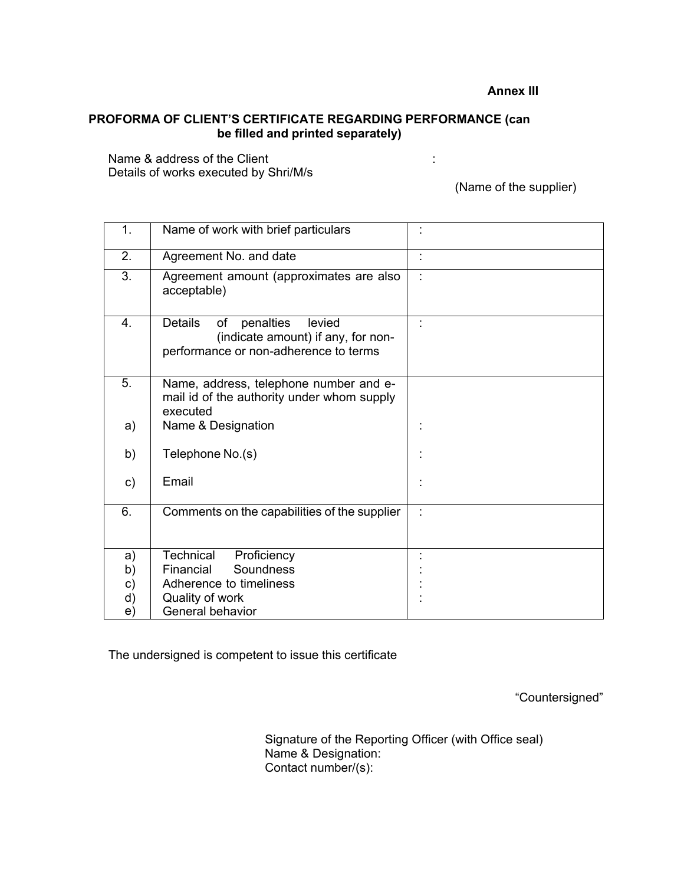**Annex III**

## PROFORMA OF CLIENT'S CERTIFICATE REGARDING PERFORMANCE (can be filled and printed separately)

Name & address of the Client :
Details of works executed by Shri/M/s

(Name of the supplier)

| | | |
|---|---|---|
| 1. | Name of work with brief particulars | : |
| 2. | Agreement No. and date | : |
| 3. | Agreement amount (approximates are also acceptable) | : |
| 4. | Details of penalties levied (indicate amount) if any, for non-performance or non-adherence to terms | : |
| 5. | Name, address, telephone number and e-mail id of the authority under whom supply executed | |
| a) | Name & Designation | : |
| b) | Telephone No.(s) | : |
| c) | Email | : |
| 6. | Comments on the capabilities of the supplier | : |
| a) | Technical Proficiency | : |
| b) | Financial Soundness | : |
| c) | Adherence to timeliness | : |
| d) | Quality of work | : |
| e) | General behavior | |

The undersigned is competent to issue this certificate

"Countersigned"

Signature of the Reporting Officer (with Office seal)
Name & Designation:
Contact number/(s):